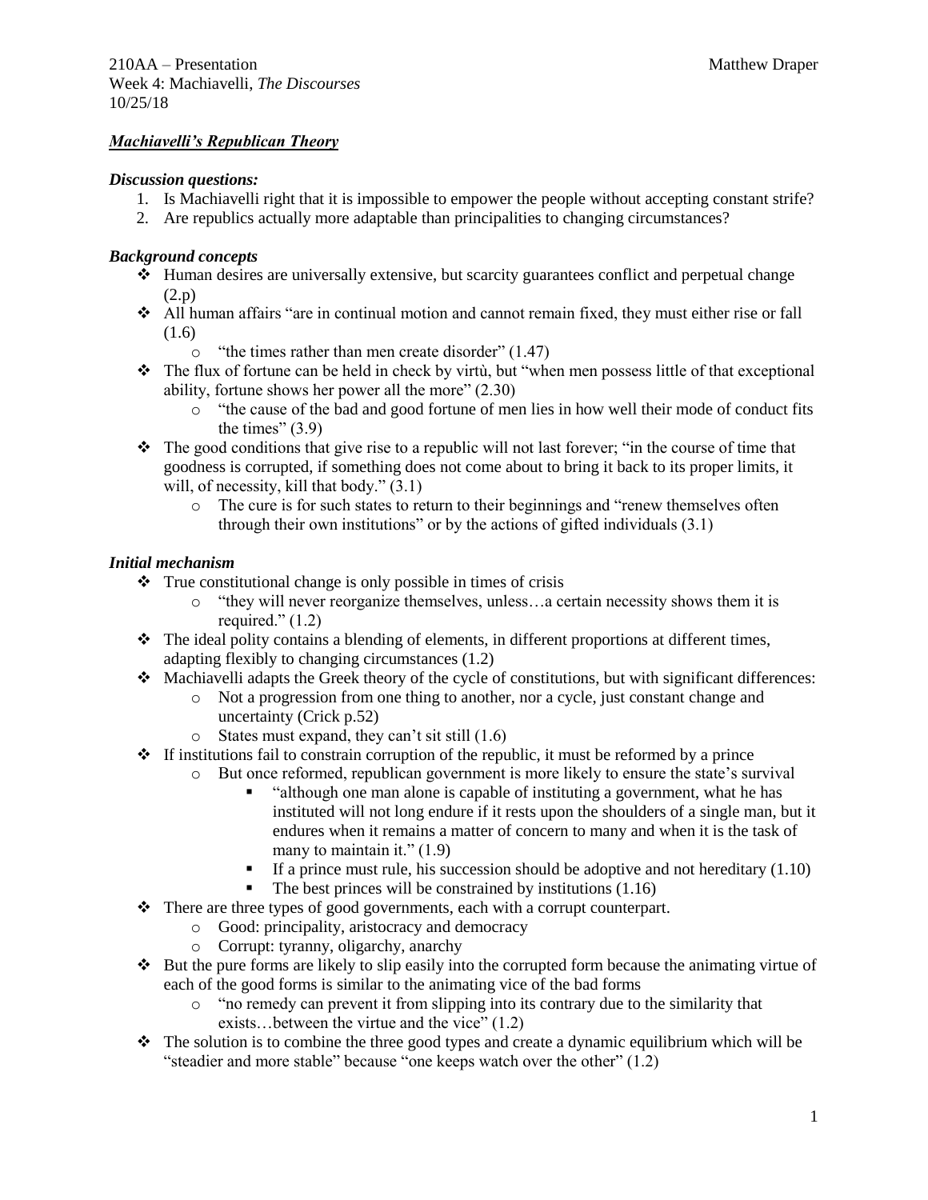210AA – Presentation Matthew Draper
Week 4: Machiavelli, *The Discourses*
10/25/18

## ***Machiavelli's Republican Theory***

### *Discussion questions:*

1. Is Machiavelli right that it is impossible to empower the people without accepting constant strife?
2. Are republics actually more adaptable than principalities to changing circumstances?

### *Background concepts*

- Human desires are universally extensive, but scarcity guarantees conflict and perpetual change (2.p)
- All human affairs "are in continual motion and cannot remain fixed, they must either rise or fall (1.6)
  - "the times rather than men create disorder" (1.47)
- The flux of fortune can be held in check by virtù, but "when men possess little of that exceptional ability, fortune shows her power all the more" (2.30)
  - "the cause of the bad and good fortune of men lies in how well their mode of conduct fits the times" (3.9)
- The good conditions that give rise to a republic will not last forever; "in the course of time that goodness is corrupted, if something does not come about to bring it back to its proper limits, it will, of necessity, kill that body." (3.1)
  - The cure is for such states to return to their beginnings and "renew themselves often through their own institutions" or by the actions of gifted individuals (3.1)

### *Initial mechanism*

- True constitutional change is only possible in times of crisis
  - "they will never reorganize themselves, unless…a certain necessity shows them it is required." (1.2)
- The ideal polity contains a blending of elements, in different proportions at different times, adapting flexibly to changing circumstances (1.2)
- Machiavelli adapts the Greek theory of the cycle of constitutions, but with significant differences:
  - Not a progression from one thing to another, nor a cycle, just constant change and uncertainty (Crick p.52)
  - States must expand, they can't sit still (1.6)
- If institutions fail to constrain corruption of the republic, it must be reformed by a prince
  - But once reformed, republican government is more likely to ensure the state's survival
    - "although one man alone is capable of instituting a government, what he has instituted will not long endure if it rests upon the shoulders of a single man, but it endures when it remains a matter of concern to many and when it is the task of many to maintain it." (1.9)
    - If a prince must rule, his succession should be adoptive and not hereditary (1.10)
    - The best princes will be constrained by institutions (1.16)
- There are three types of good governments, each with a corrupt counterpart.
  - Good: principality, aristocracy and democracy
  - Corrupt: tyranny, oligarchy, anarchy
- But the pure forms are likely to slip easily into the corrupted form because the animating virtue of each of the good forms is similar to the animating vice of the bad forms
  - "no remedy can prevent it from slipping into its contrary due to the similarity that exists…between the virtue and the vice" (1.2)
- The solution is to combine the three good types and create a dynamic equilibrium which will be "steadier and more stable" because "one keeps watch over the other" (1.2)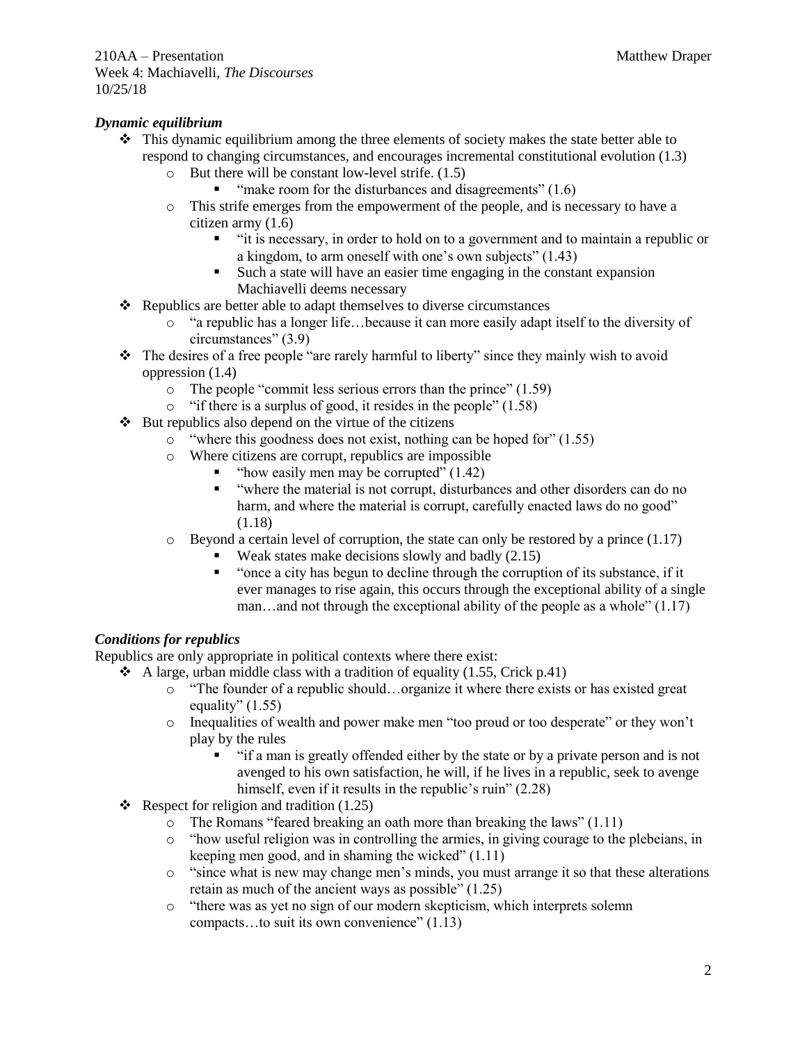### *Dynamic equilibrium*

- This dynamic equilibrium among the three elements of society makes the state better able to respond to changing circumstances, and encourages incremental constitutional evolution (1.3)
    - But there will be constant low-level strife. (1.5)
        - "make room for the disturbances and disagreements" (1.6)
    - This strife emerges from the empowerment of the people, and is necessary to have a citizen army (1.6)
        - "it is necessary, in order to hold on to a government and to maintain a republic or a kingdom, to arm oneself with one's own subjects" (1.43)
        - Such a state will have an easier time engaging in the constant expansion Machiavelli deems necessary
- Republics are better able to adapt themselves to diverse circumstances
    - "a republic has a longer life…because it can more easily adapt itself to the diversity of circumstances" (3.9)
- The desires of a free people "are rarely harmful to liberty" since they mainly wish to avoid oppression (1.4)
    - The people "commit less serious errors than the prince" (1.59)
    - "if there is a surplus of good, it resides in the people" (1.58)
- But republics also depend on the virtue of the citizens
    - "where this goodness does not exist, nothing can be hoped for" (1.55)
    - Where citizens are corrupt, republics are impossible
        - "how easily men may be corrupted" (1.42)
        - "where the material is not corrupt, disturbances and other disorders can do no harm, and where the material is corrupt, carefully enacted laws do no good" (1.18)
    - Beyond a certain level of corruption, the state can only be restored by a prince (1.17)
        - Weak states make decisions slowly and badly (2.15)
        - "once a city has begun to decline through the corruption of its substance, if it ever manages to rise again, this occurs through the exceptional ability of a single man…and not through the exceptional ability of the people as a whole" (1.17)

### *Conditions for republics*

Republics are only appropriate in political contexts where there exist:

- A large, urban middle class with a tradition of equality (1.55, Crick p.41)
    - "The founder of a republic should…organize it where there exists or has existed great equality" (1.55)
    - Inequalities of wealth and power make men "too proud or too desperate" or they won't play by the rules
        - "if a man is greatly offended either by the state or by a private person and is not avenged to his own satisfaction, he will, if he lives in a republic, seek to avenge himself, even if it results in the republic's ruin" (2.28)
- Respect for religion and tradition (1.25)
    - The Romans "feared breaking an oath more than breaking the laws" (1.11)
    - "how useful religion was in controlling the armies, in giving courage to the plebeians, in keeping men good, and in shaming the wicked" (1.11)
    - "since what is new may change men's minds, you must arrange it so that these alterations retain as much of the ancient ways as possible" (1.25)
    - "there was as yet no sign of our modern skepticism, which interprets solemn compacts…to suit its own convenience" (1.13)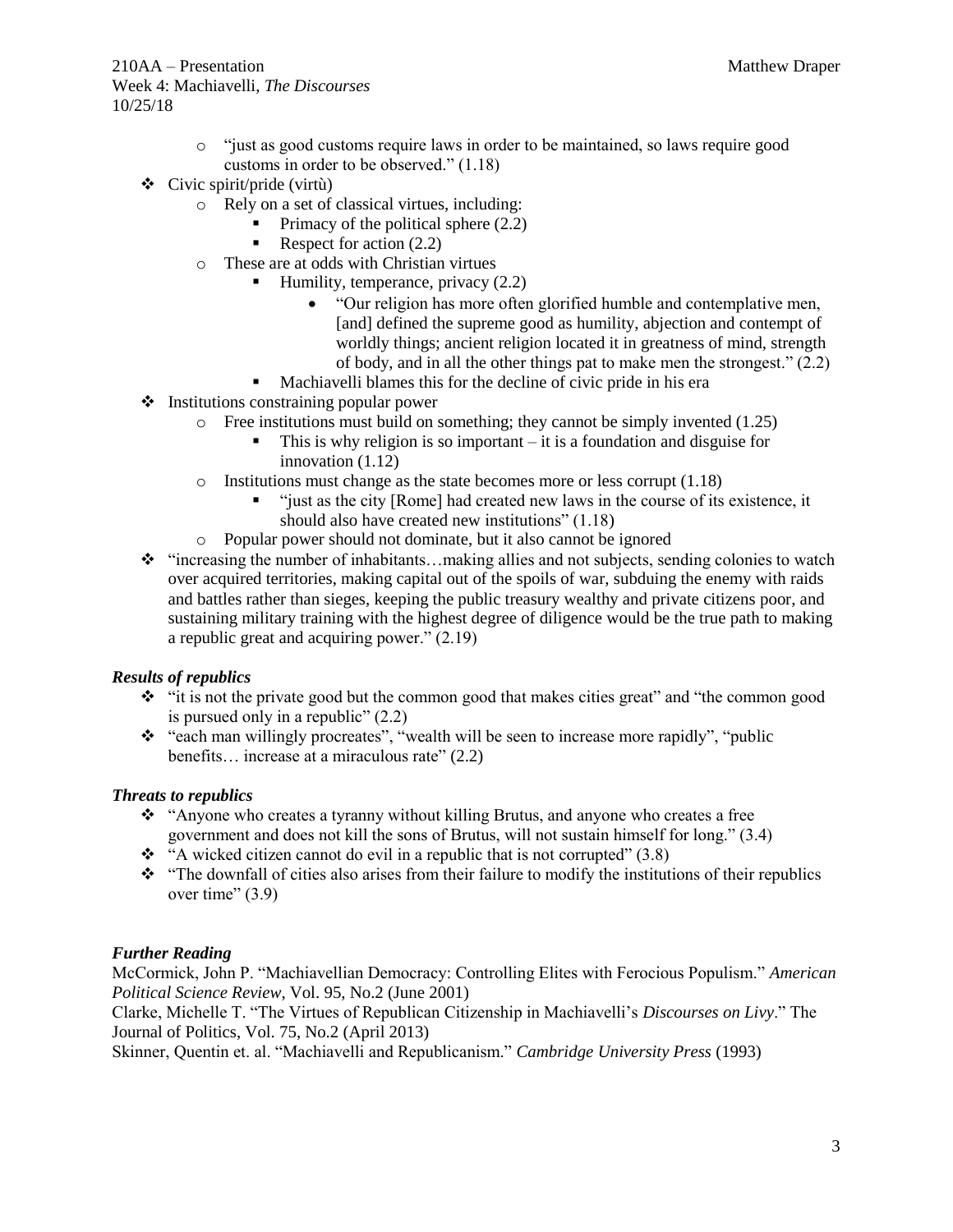- "just as good customs require laws in order to be maintained, so laws require good customs in order to be observed." (1.18)

- Civic spirit/pride (virtù)
    - Rely on a set of classical virtues, including:
        - Primacy of the political sphere (2.2)
        - Respect for action (2.2)
    - These are at odds with Christian virtues
        - Humility, temperance, privacy (2.2)
            - "Our religion has more often glorified humble and contemplative men, [and] defined the supreme good as humility, abjection and contempt of worldly things; ancient religion located it in greatness of mind, strength of body, and in all the other things pat to make men the strongest." (2.2)
        - Machiavelli blames this for the decline of civic pride in his era
- Institutions constraining popular power
    - Free institutions must build on something; they cannot be simply invented (1.25)
        - This is why religion is so important – it is a foundation and disguise for innovation (1.12)
    - Institutions must change as the state becomes more or less corrupt (1.18)
        - "just as the city [Rome] had created new laws in the course of its existence, it should also have created new institutions" (1.18)
    - Popular power should not dominate, but it also cannot be ignored
- "increasing the number of inhabitants…making allies and not subjects, sending colonies to watch over acquired territories, making capital out of the spoils of war, subduing the enemy with raids and battles rather than sieges, keeping the public treasury wealthy and private citizens poor, and sustaining military training with the highest degree of diligence would be the true path to making a republic great and acquiring power." (2.19)

### *Results of republics*

- "it is not the private good but the common good that makes cities great" and "the common good is pursued only in a republic" (2.2)
- "each man willingly procreates", "wealth will be seen to increase more rapidly", "public benefits… increase at a miraculous rate" (2.2)

### *Threats to republics*

- "Anyone who creates a tyranny without killing Brutus, and anyone who creates a free government and does not kill the sons of Brutus, will not sustain himself for long." (3.4)
- "A wicked citizen cannot do evil in a republic that is not corrupted" (3.8)
- "The downfall of cities also arises from their failure to modify the institutions of their republics over time" (3.9)

### *Further Reading*

McCormick, John P. "Machiavellian Democracy: Controlling Elites with Ferocious Populism." *American Political Science Review*, Vol. 95, No.2 (June 2001)

Clarke, Michelle T. "The Virtues of Republican Citizenship in Machiavelli's *Discourses on Livy*." The Journal of Politics, Vol. 75, No.2 (April 2013)

Skinner, Quentin et. al. "Machiavelli and Republicanism." *Cambridge University Press* (1993)